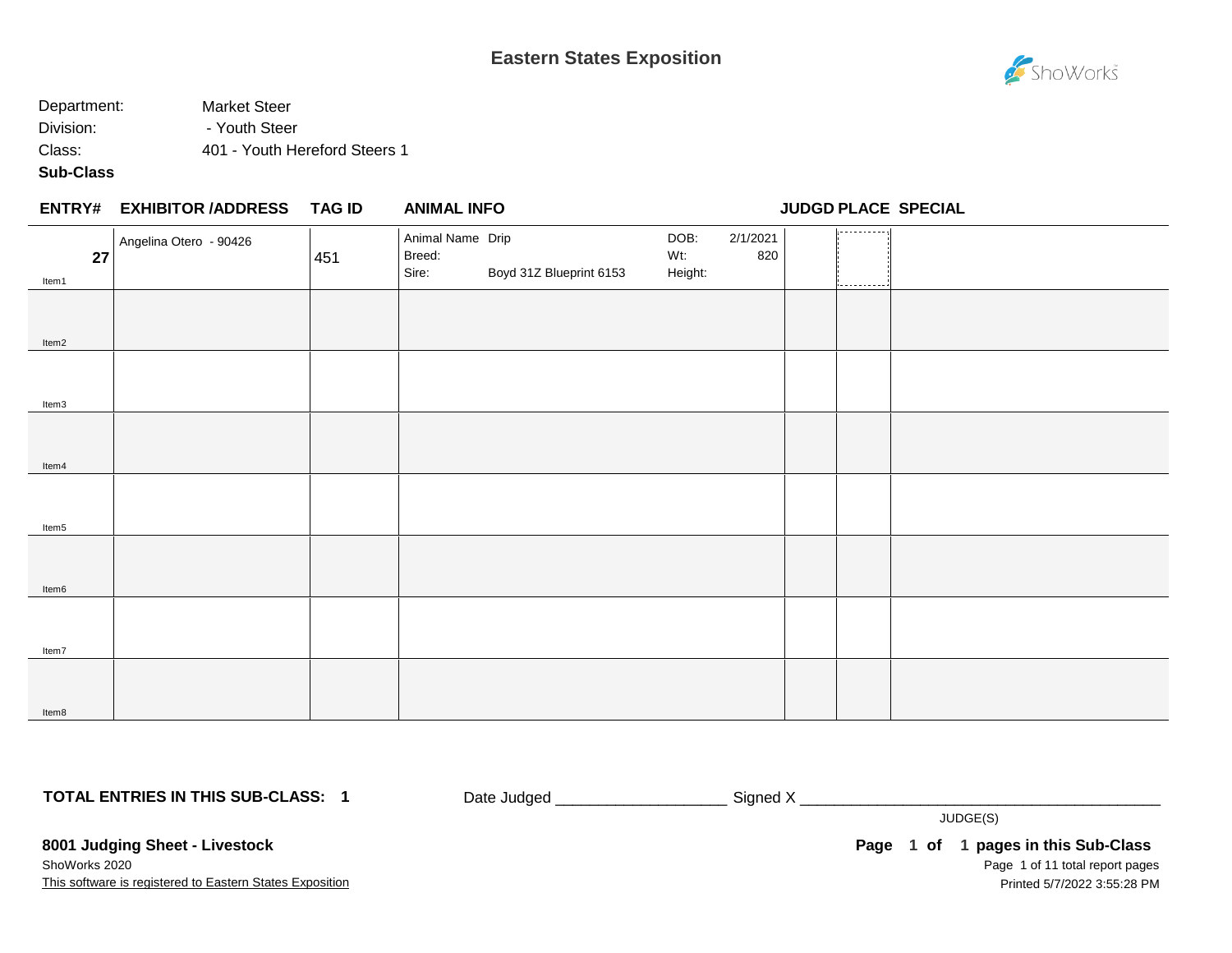# Eastern States Exposition

Department: Market Steer
Division: - Youth Steer
Class: 401 - Youth Hereford Steers 1
**Sub-Class**

| ENTRY# | EXHIBITOR /ADDRESS | TAG ID | ANIMAL INFO | JUDGD | PLACE | SPECIAL |
|---|---|---|---|---|---|---|
| 27<br>Item1 | Angelina Otero - 90426 | 451 | Animal Name: Drip<br>Breed:<br>Sire: Boyd 31Z Blueprint 6153<br>DOB: 2/1/2021<br>Wt: 820<br>Height: | | | |
| Item2 | | | | | | |
| Item3 | | | | | | |
| Item4 | | | | | | |
| Item5 | | | | | | |
| Item6 | | | | | | |
| Item7 | | | | | | |
| Item8 | | | | | | |

**TOTAL ENTRIES IN THIS SUB-CLASS: 1**

Date Judged ___________________ Signed X ________________________________________
JUDGE(S)

**8001 Judging Sheet - Livestock**
ShoWorks 2020
This software is registered to Eastern States Exposition

**Page 1 of 1 pages in this Sub-Class**
Printed 5/7/2022 3:55:28 PM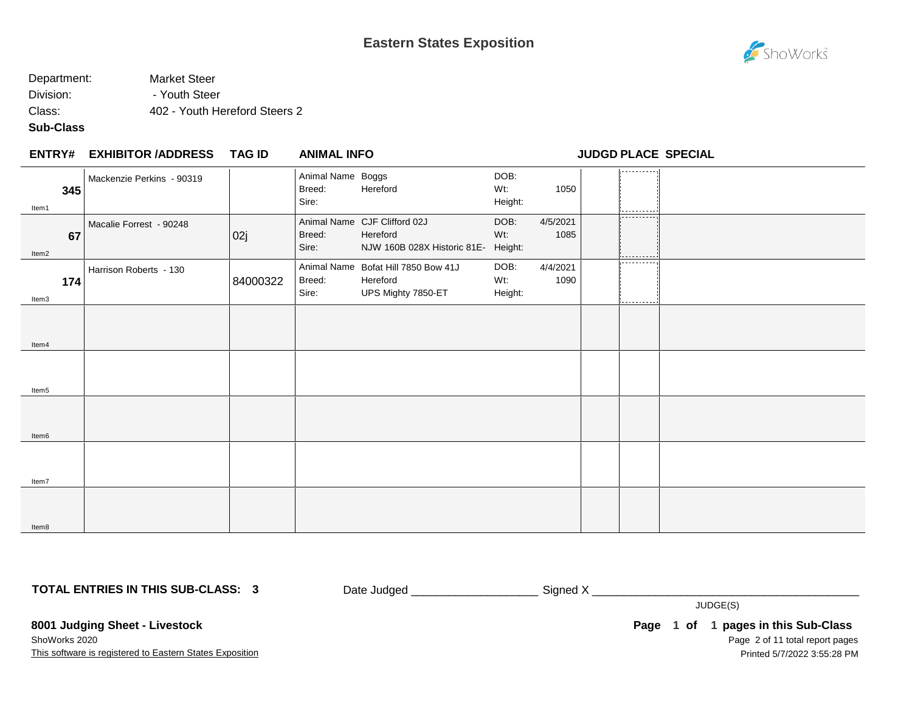# Eastern States Exposition

ShoWorks

Department: Market Steer
Division: - Youth Steer
Class: 402 - Youth Hereford Steers 2
**Sub-Class**

| ENTRY# | EXHIBITOR /ADDRESS | TAG ID | ANIMAL INFO | | | | JUDGD | PLACE | SPECIAL |
|---|---|---|---|---|---|---|---|---|---|
| **345** Item1 | Mackenzie Perkins - 90319 | | Animal Name / Breed: / Sire: | Boggs / Hereford / | DOB: / Wt: / Height: | / 1050 / | | | |
| **67** Item2 | Macalie Forrest - 90248 | 02j | Animal Name / Breed: / Sire: | CJF Clifford 02J / Hereford / NJW 160B 028X Historic 81E- | DOB: / Wt: / Height: | 4/5/2021 / 1085 / | | | |
| **174** Item3 | Harrison Roberts - 130 | 84000322 | Animal Name / Breed: / Sire: | Bofat Hill 7850 Bow 41J / Hereford / UPS Mighty 7850-ET | DOB: / Wt: / Height: | 4/4/2021 / 1090 / | | | |
| Item4 | | | | | | | | | |
| Item5 | | | | | | | | | |
| Item6 | | | | | | | | | |
| Item7 | | | | | | | | | |
| Item8 | | | | | | | | | |

**TOTAL ENTRIES IN THIS SUB-CLASS: 3**

Date Judged ___________________ Signed X ________________________________________
JUDGE(S)

**8001 Judging Sheet - Livestock**
ShoWorks 2020
This software is registered to Eastern States Exposition

**Page 1 of 1 pages in this Sub-Class**
Page 2 of 11 total report pages
Printed 5/7/2022 3:55:28 PM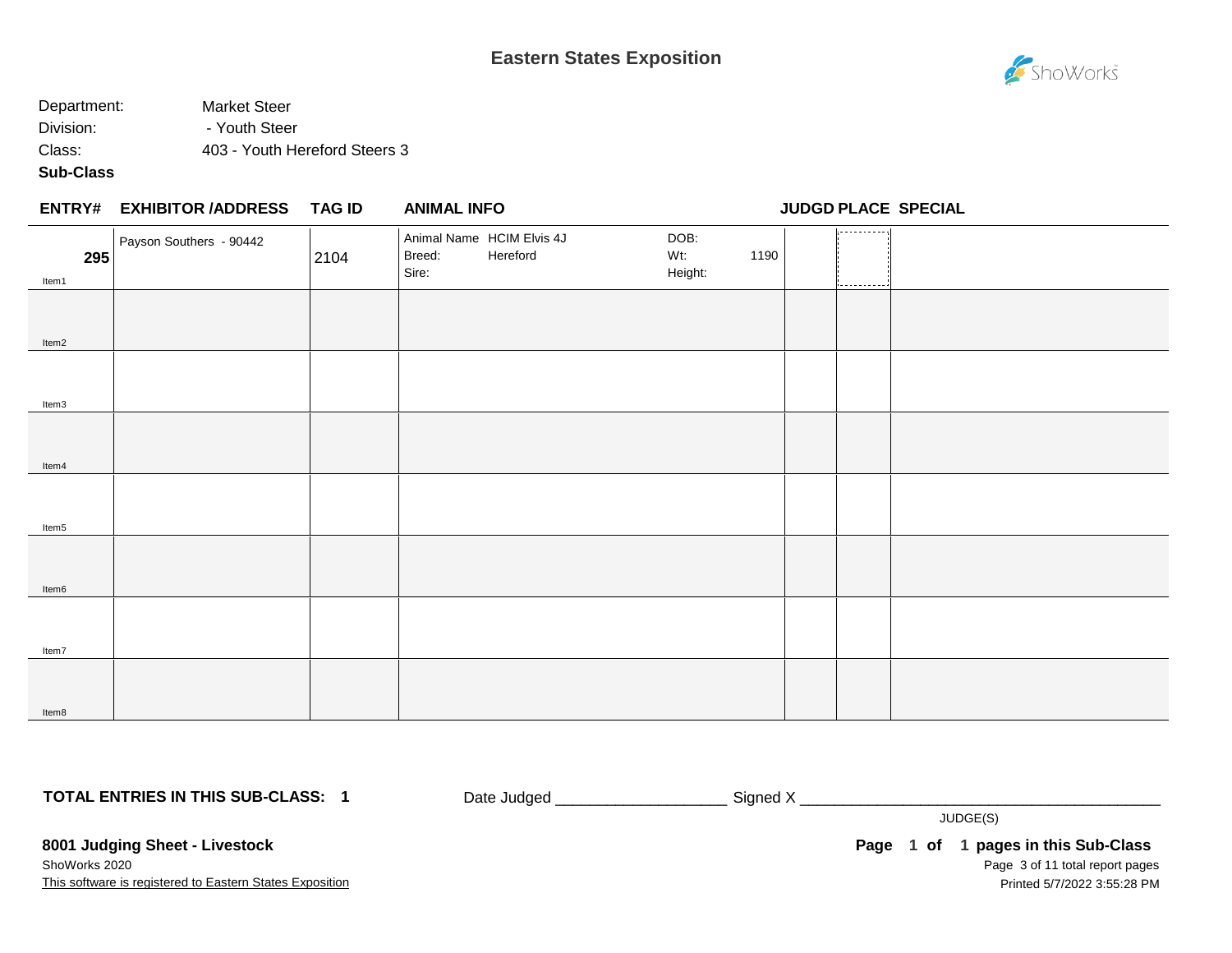# Eastern States Exposition

Department: Market Steer
Division: - Youth Steer
Class: 403 - Youth Hereford Steers 3
**Sub-Class**

| ENTRY# | EXHIBITOR /ADDRESS | TAG ID | ANIMAL INFO | | | JUDGD | PLACE | SPECIAL |
|---|---|---|---|---|---|---|---|---|
| **295** Item1 | Payson Southers - 90442 | 2104 | Animal Name HCIM Elvis 4J<br>Breed: Hereford<br>Sire: | DOB:<br>Wt:<br>Height: | <br>1190<br> | | | |
| Item2 | | | | | | | | |
| Item3 | | | | | | | | |
| Item4 | | | | | | | | |
| Item5 | | | | | | | | |
| Item6 | | | | | | | | |
| Item7 | | | | | | | | |
| Item8 | | | | | | | | |

**TOTAL ENTRIES IN THIS SUB-CLASS: 1**

Date Judged ____________________ Signed X ____________________________________________
JUDGE(S)

**8001 Judging Sheet - Livestock**
ShoWorks 2020
This software is registered to Eastern States Exposition

**Page 1 of 1 pages in this Sub-Class**
Printed 5/7/2022 3:55:28 PM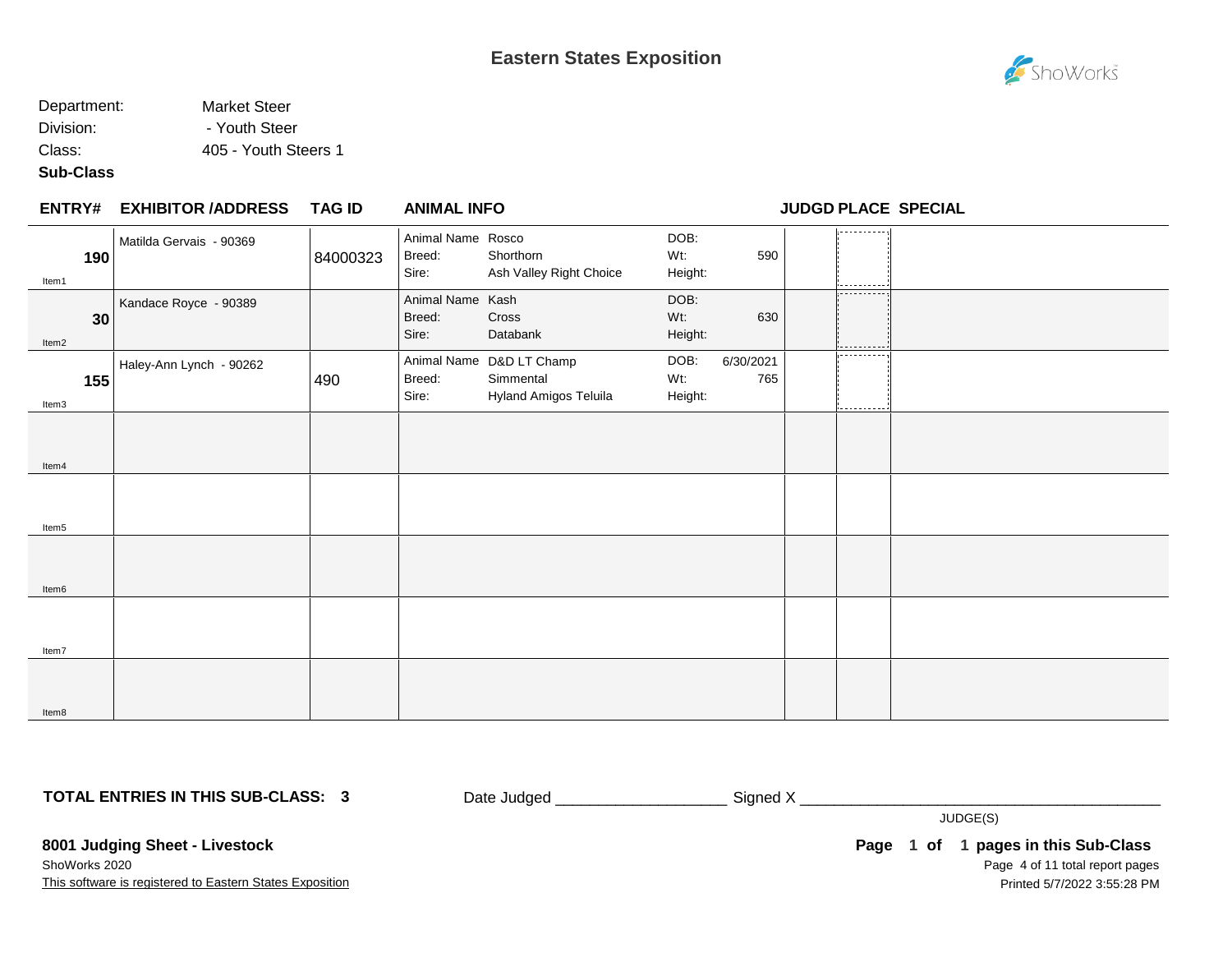# Eastern States Exposition

Department: Market Steer
Division: - Youth Steer
Class: 405 - Youth Steers 1
**Sub-Class**

| ENTRY# | EXHIBITOR /ADDRESS | TAG ID | ANIMAL INFO | | | | JUDGD | PLACE | SPECIAL |
|---|---|---|---|---|---|---|---|---|---|
| **190** Item1 | Matilda Gervais - 90369 | 84000323 | Animal Name Rosco<br>Breed: Shorthorn<br>Sire: Ash Valley Right Choice | DOB:<br>Wt:<br>Height: | <br>590<br> | | | | |
| **30** Item2 | Kandace Royce - 90389 | | Animal Name Kash<br>Breed: Cross<br>Sire: Databank | DOB:<br>Wt:<br>Height: | <br>630<br> | | | | |
| **155** Item3 | Haley-Ann Lynch - 90262 | 490 | Animal Name D&D LT Champ<br>Breed: Simmental<br>Sire: Hyland Amigos Teluila | DOB:<br>Wt:<br>Height: | 6/30/2021<br>765<br> | | | | |
| Item4 | | | | | | | | | |
| Item5 | | | | | | | | | |
| Item6 | | | | | | | | | |
| Item7 | | | | | | | | | |
| Item8 | | | | | | | | | |

**TOTAL ENTRIES IN THIS SUB-CLASS: 3**

Date Judged ___________________ Signed X ________________________________________
JUDGE(S)

**8001 Judging Sheet - Livestock**
ShoWorks 2020
This software is registered to Eastern States Exposition

**Page 1 of 1 pages in this Sub-Class**
Printed 5/7/2022 3:55:28 PM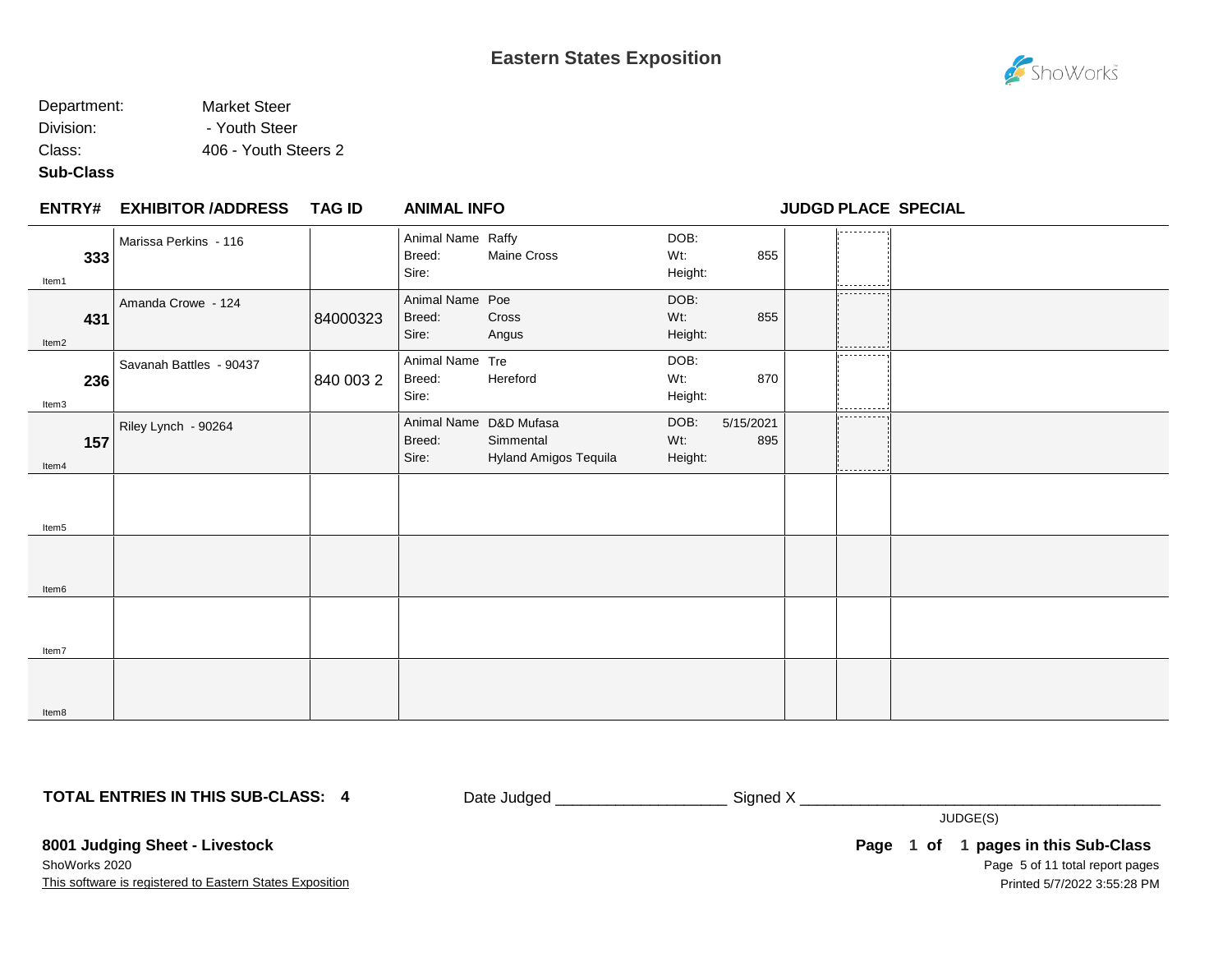# Eastern States Exposition

ShoWorks

Department: Market Steer
Division: - Youth Steer
Class: 406 - Youth Steers 2
**Sub-Class**

| ENTRY# | EXHIBITOR /ADDRESS | TAG ID | ANIMAL INFO | | | | JUDGD | PLACE | SPECIAL |
|---|---|---|---|---|---|---|---|---|---|
| **333** Item1 | Marissa Perkins - 116 | | Animal Name: Raffy<br>Breed: Maine Cross<br>Sire: | | DOB:<br>Wt: 855<br>Height: | | | | |
| **431** Item2 | Amanda Crowe - 124 | 84000323 | Animal Name: Poe<br>Breed: Cross<br>Sire: Angus | | DOB:<br>Wt: 855<br>Height: | | | | |
| **236** Item3 | Savanah Battles - 90437 | 840 003 2 | Animal Name: Tre<br>Breed: Hereford<br>Sire: | | DOB:<br>Wt: 870<br>Height: | | | | |
| **157** Item4 | Riley Lynch - 90264 | | Animal Name: D&D Mufasa<br>Breed: Simmental<br>Sire: Hyland Amigos Tequila | | DOB: 5/15/2021<br>Wt: 895<br>Height: | | | | |
| Item5 | | | | | | | | | |
| Item6 | | | | | | | | | |
| Item7 | | | | | | | | | |
| Item8 | | | | | | | | | |

**TOTAL ENTRIES IN THIS SUB-CLASS: 4**

Date Judged ___________________ Signed X ________________________________________
JUDGE(S)

**8001 Judging Sheet - Livestock**
ShoWorks 2020
This software is registered to Eastern States Exposition

**Page 1 of 1 pages in this Sub-Class**
Printed 5/7/2022 3:55:28 PM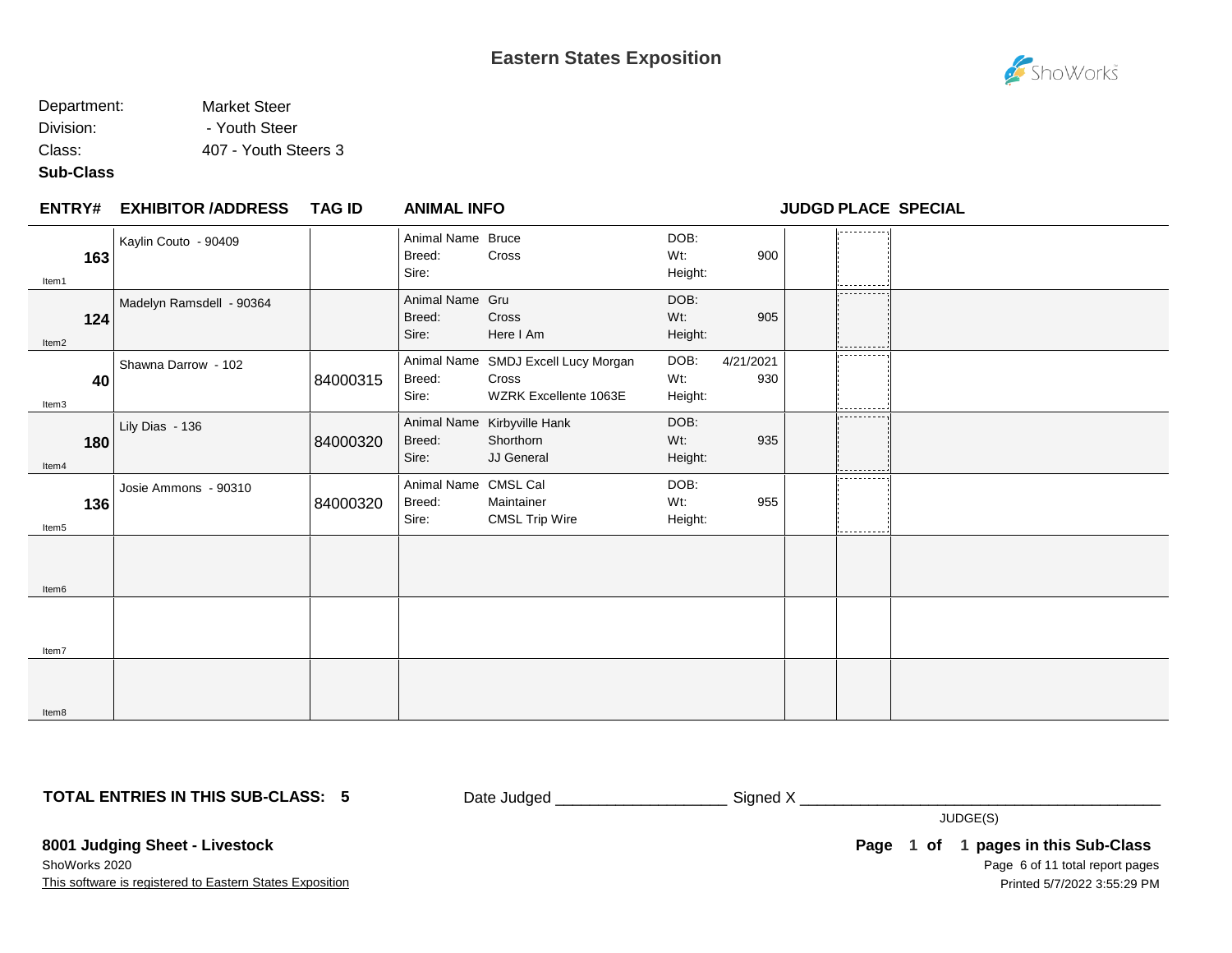# Eastern States Exposition

Department: Market Steer
Division: - Youth Steer
Class: 407 - Youth Steers 3
**Sub-Class**

| ENTRY# | EXHIBITOR /ADDRESS | TAG ID | ANIMAL INFO | | | | JUDGD | PLACE | SPECIAL |
|---|---|---|---|---|---|---|---|---|---|
| **163** Item1 | Kaylin Couto - 90409 | | Animal Name<br>Breed:<br>Sire: | Bruce<br>Cross<br> | DOB:<br>Wt:<br>Height: | <br>900<br> | | | |
| **124** Item2 | Madelyn Ramsdell - 90364 | | Animal Name<br>Breed:<br>Sire: | Gru<br>Cross<br>Here I Am | DOB:<br>Wt:<br>Height: | <br>905<br> | | | |
| **40** Item3 | Shawna Darrow - 102 | 84000315 | Animal Name<br>Breed:<br>Sire: | SMDJ Excell Lucy Morgan<br>Cross<br>WZRK Excellente 1063E | DOB:<br>Wt:<br>Height: | 4/21/2021<br>930<br> | | | |
| **180** Item4 | Lily Dias - 136 | 84000320 | Animal Name<br>Breed:<br>Sire: | Kirbyville Hank<br>Shorthorn<br>JJ General | DOB:<br>Wt:<br>Height: | <br>935<br> | | | |
| **136** Item5 | Josie Ammons - 90310 | 84000320 | Animal Name<br>Breed:<br>Sire: | CMSL Cal<br>Maintainer<br>CMSL Trip Wire | DOB:<br>Wt:<br>Height: | <br>955<br> | | | |
| Item6 | | | | | | | | | |
| Item7 | | | | | | | | | |
| Item8 | | | | | | | | | |

**TOTAL ENTRIES IN THIS SUB-CLASS: 5**

Date Judged ___________________ Signed X ________________________________________

JUDGE(S)

**8001 Judging Sheet - Livestock**

ShoWorks 2020

This software is registered to Eastern States Exposition

**Page 1 of 1 pages in this Sub-Class**

Printed 5/7/2022 3:55:29 PM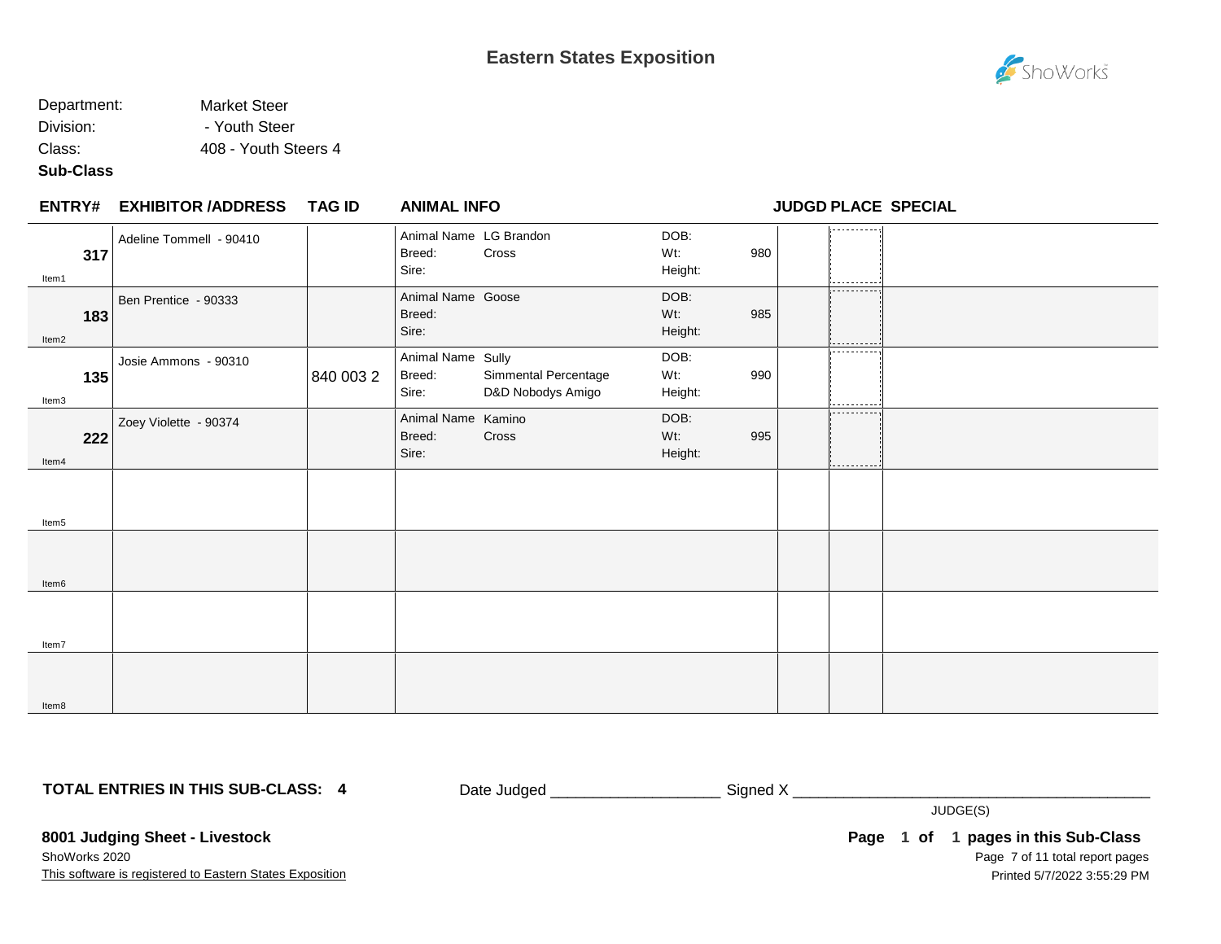# Eastern States Exposition

Department: Market Steer
Division: - Youth Steer
Class: 408 - Youth Steers 4
**Sub-Class**

| ENTRY# | EXHIBITOR /ADDRESS | TAG ID | ANIMAL INFO | | | | JUDGD | PLACE | SPECIAL |
|---|---|---|---|---|---|---|---|---|---|
| **317** Item1 | Adeline Tommell - 90410 | | Animal Name<br>Breed:<br>Sire: | LG Brandon<br>Cross | DOB:<br>Wt:<br>Height: | <br>980 | | | |
| **183** Item2 | Ben Prentice - 90333 | | Animal Name<br>Breed:<br>Sire: | Goose | DOB:<br>Wt:<br>Height: | <br>985 | | | |
| **135** Item3 | Josie Ammons - 90310 | 840 003 2 | Animal Name<br>Breed:<br>Sire: | Sully<br>Simmental Percentage<br>D&D Nobodys Amigo | DOB:<br>Wt:<br>Height: | <br>990 | | | |
| **222** Item4 | Zoey Violette - 90374 | | Animal Name<br>Breed:<br>Sire: | Kamino<br>Cross | DOB:<br>Wt:<br>Height: | <br>995 | | | |
| Item5 | | | | | | | | | |
| Item6 | | | | | | | | | |
| Item7 | | | | | | | | | |
| Item8 | | | | | | | | | |

**TOTAL ENTRIES IN THIS SUB-CLASS: 4**

Date Judged ___________________ Signed X _________________________________________

JUDGE(S)

**8001 Judging Sheet - Livestock**
ShoWorks 2020
This software is registered to Eastern States Exposition

**Page 1 of 1 pages in this Sub-Class**
Printed 5/7/2022 3:55:29 PM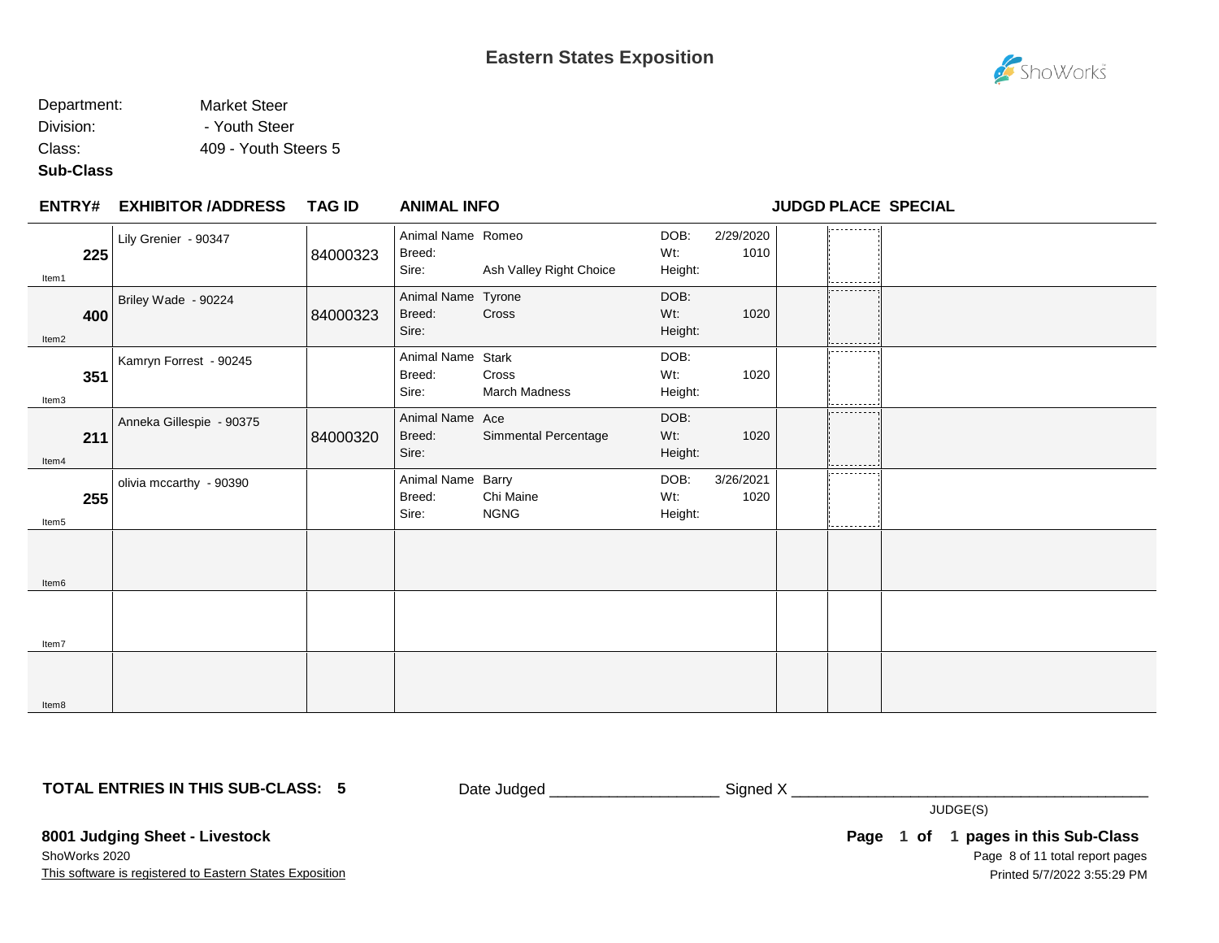# Eastern States Exposition

Department: Market Steer
Division: - Youth Steer
Class: 409 - Youth Steers 5
**Sub-Class**

| ENTRY# | EXHIBITOR /ADDRESS | TAG ID | ANIMAL INFO | | JUDGD | PLACE | SPECIAL |
|---|---|---|---|---|---|---|---|
| 225 (Item1) | Lily Grenier - 90347 | 84000323 | Animal Name: Romeo<br>Breed:<br>Sire: Ash Valley Right Choice | DOB: 2/29/2020<br>Wt: 1010<br>Height: | | | |
| 400 (Item2) | Briley Wade - 90224 | 84000323 | Animal Name: Tyrone<br>Breed: Cross<br>Sire: | DOB:<br>Wt: 1020<br>Height: | | | |
| 351 (Item3) | Kamryn Forrest - 90245 | | Animal Name: Stark<br>Breed: Cross<br>Sire: March Madness | DOB:<br>Wt: 1020<br>Height: | | | |
| 211 (Item4) | Anneka Gillespie - 90375 | 84000320 | Animal Name: Ace<br>Breed: Simmental Percentage<br>Sire: | DOB:<br>Wt: 1020<br>Height: | | | |
| 255 (Item5) | olivia mccarthy - 90390 | | Animal Name: Barry<br>Breed: Chi Maine<br>Sire: NGNG | DOB: 3/26/2021<br>Wt: 1020<br>Height: | | | |
| Item6 | | | | | | | |
| Item7 | | | | | | | |
| Item8 | | | | | | | |

**TOTAL ENTRIES IN THIS SUB-CLASS: 5**

Date Judged ____________________ Signed X ____________________________________________

JUDGE(S)

**8001 Judging Sheet - Livestock**

**Page 1 of 1 pages in this Sub-Class**

ShoWorks 2020

This software is registered to Eastern States Exposition

Printed 5/7/2022 3:55:29 PM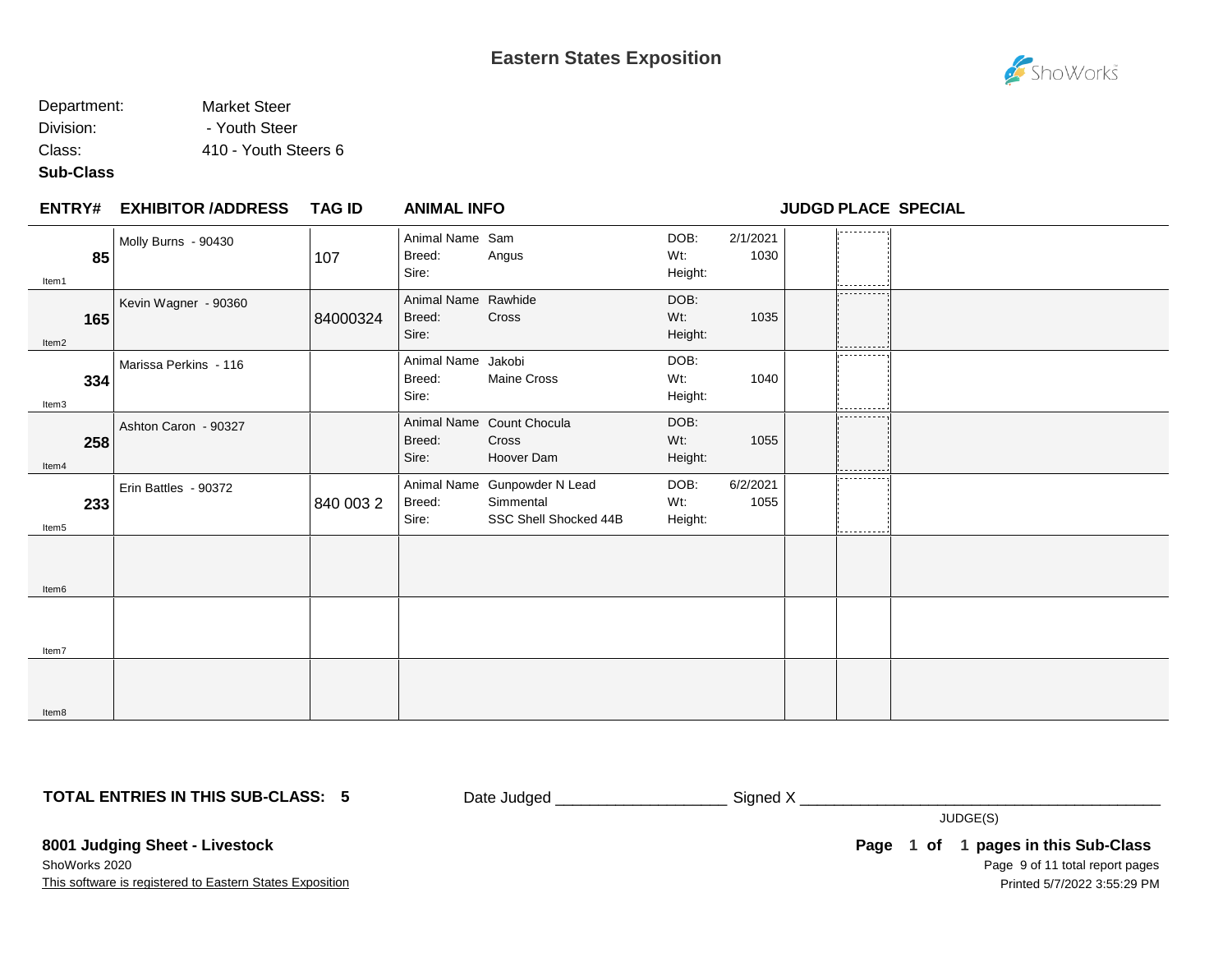# Eastern States Exposition

Department: Market Steer
Division: - Youth Steer
Class: 410 - Youth Steers 6
**Sub-Class**

| ENTRY# | EXHIBITOR /ADDRESS | TAG ID | ANIMAL INFO | | | | JUDGD PLACE | | SPECIAL |
|---|---|---|---|---|---|---|---|---|---|
| 85 (Item1) | Molly Burns - 90430 | 107 | Animal Name: Sam<br>Breed: Angus<br>Sire: | | DOB: 2/1/2021<br>Wt: 1030<br>Height: | | | | |
| 165 (Item2) | Kevin Wagner - 90360 | 84000324 | Animal Name: Rawhide<br>Breed: Cross<br>Sire: | | DOB:<br>Wt: 1035<br>Height: | | | | |
| 334 (Item3) | Marissa Perkins - 116 | | Animal Name: Jakobi<br>Breed: Maine Cross<br>Sire: | | DOB:<br>Wt: 1040<br>Height: | | | | |
| 258 (Item4) | Ashton Caron - 90327 | | Animal Name: Count Chocula<br>Breed: Cross<br>Sire: Hoover Dam | | DOB:<br>Wt: 1055<br>Height: | | | | |
| 233 (Item5) | Erin Battles - 90372 | 840 003 2 | Animal Name: Gunpowder N Lead<br>Breed: Simmental<br>Sire: SSC Shell Shocked 44B | | DOB: 6/2/2021<br>Wt: 1055<br>Height: | | | | |
| Item6 | | | | | | | | | |
| Item7 | | | | | | | | | |
| Item8 | | | | | | | | | |

**TOTAL ENTRIES IN THIS SUB-CLASS: 5**

Date Judged ___________________ Signed X ________________________________________

JUDGE(S)

**8001 Judging Sheet - Livestock**
ShoWorks 2020
This software is registered to Eastern States Exposition

**Page 1 of 1 pages in this Sub-Class**
Printed 5/7/2022 3:55:29 PM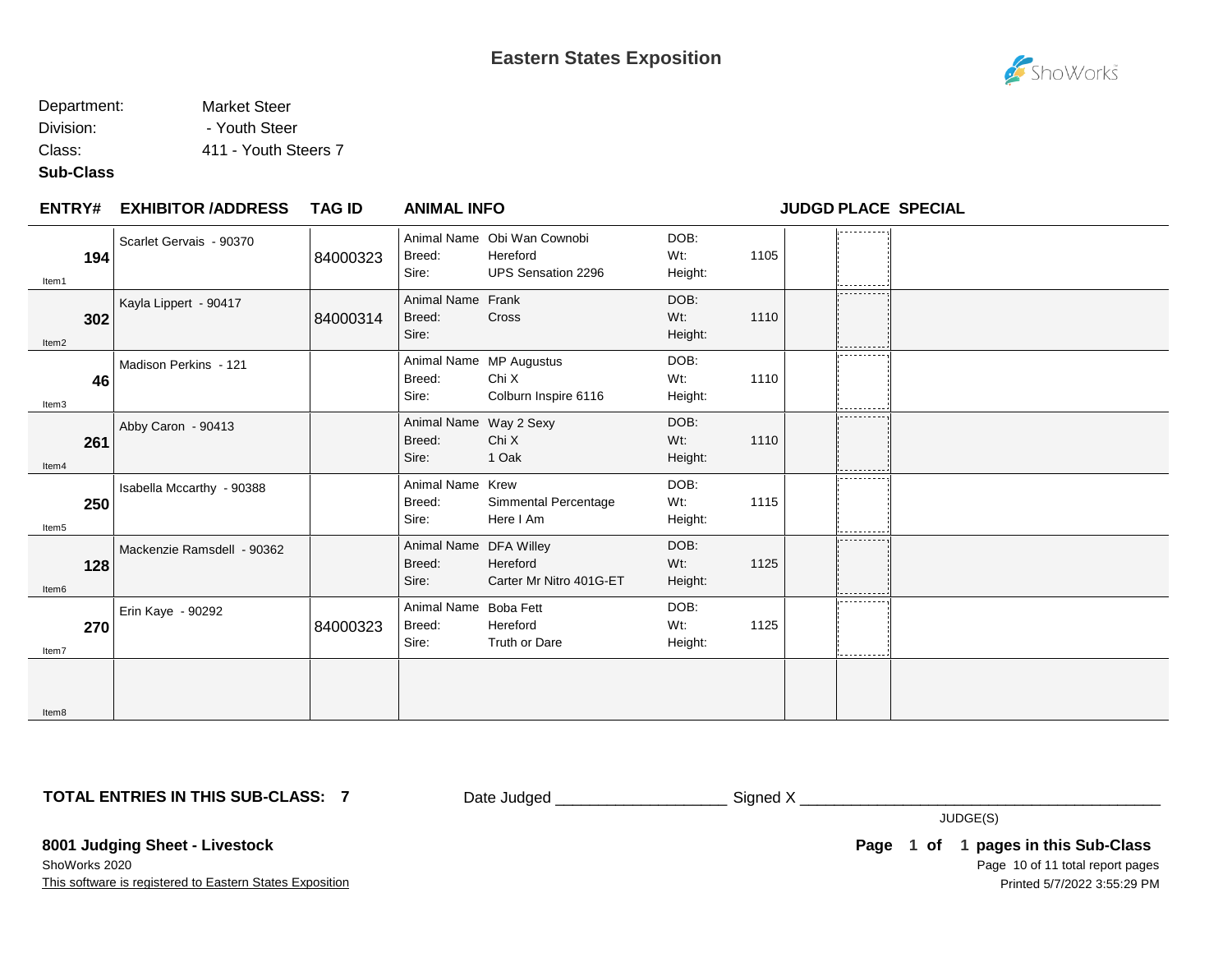# Eastern States Exposition

ShoWorks

Department: Market Steer
Division: - Youth Steer
Class: 411 - Youth Steers 7
**Sub-Class**

| ENTRY# | EXHIBITOR /ADDRESS | TAG ID | ANIMAL INFO | | DOB / Wt / Height | | JUDGD PLACE | SPECIAL |
|---|---|---|---|---|---|---|---|---|
| 194 (Item1) | Scarlet Gervais - 90370 | 84000323 | Animal Name<br>Breed:<br>Sire: | Obi Wan Cownobi<br>Hereford<br>UPS Sensation 2296 | DOB:<br>Wt:<br>Height: | <br>1105<br> | | |
| 302 (Item2) | Kayla Lippert - 90417 | 84000314 | Animal Name<br>Breed:<br>Sire: | Frank<br>Cross<br> | DOB:<br>Wt:<br>Height: | <br>1110<br> | | |
| 46 (Item3) | Madison Perkins - 121 | | Animal Name<br>Breed:<br>Sire: | MP Augustus<br>Chi X<br>Colburn Inspire 6116 | DOB:<br>Wt:<br>Height: | <br>1110<br> | | |
| 261 (Item4) | Abby Caron - 90413 | | Animal Name<br>Breed:<br>Sire: | Way 2 Sexy<br>Chi X<br>1 Oak | DOB:<br>Wt:<br>Height: | <br>1110<br> | | |
| 250 (Item5) | Isabella Mccarthy - 90388 | | Animal Name<br>Breed:<br>Sire: | Krew<br>Simmental Percentage<br>Here I Am | DOB:<br>Wt:<br>Height: | <br>1115<br> | | |
| 128 (Item6) | Mackenzie Ramsdell - 90362 | | Animal Name<br>Breed:<br>Sire: | DFA Willey<br>Hereford<br>Carter Mr Nitro 401G-ET | DOB:<br>Wt:<br>Height: | <br>1125<br> | | |
| 270 (Item7) | Erin Kaye - 90292 | 84000323 | Animal Name<br>Breed:<br>Sire: | Boba Fett<br>Hereford<br>Truth or Dare | DOB:<br>Wt:<br>Height: | <br>1125<br> | | |
| (Item8) | | | | | | | | |

**TOTAL ENTRIES IN THIS SUB-CLASS: 7**

Date Judged ____________________ Signed X ____________________________________________
JUDGE(S)

**8001 Judging Sheet - Livestock**
ShoWorks 2020
This software is registered to Eastern States Exposition

**Page 1 of 1 pages in this Sub-Class**
Printed 5/7/2022 3:55:29 PM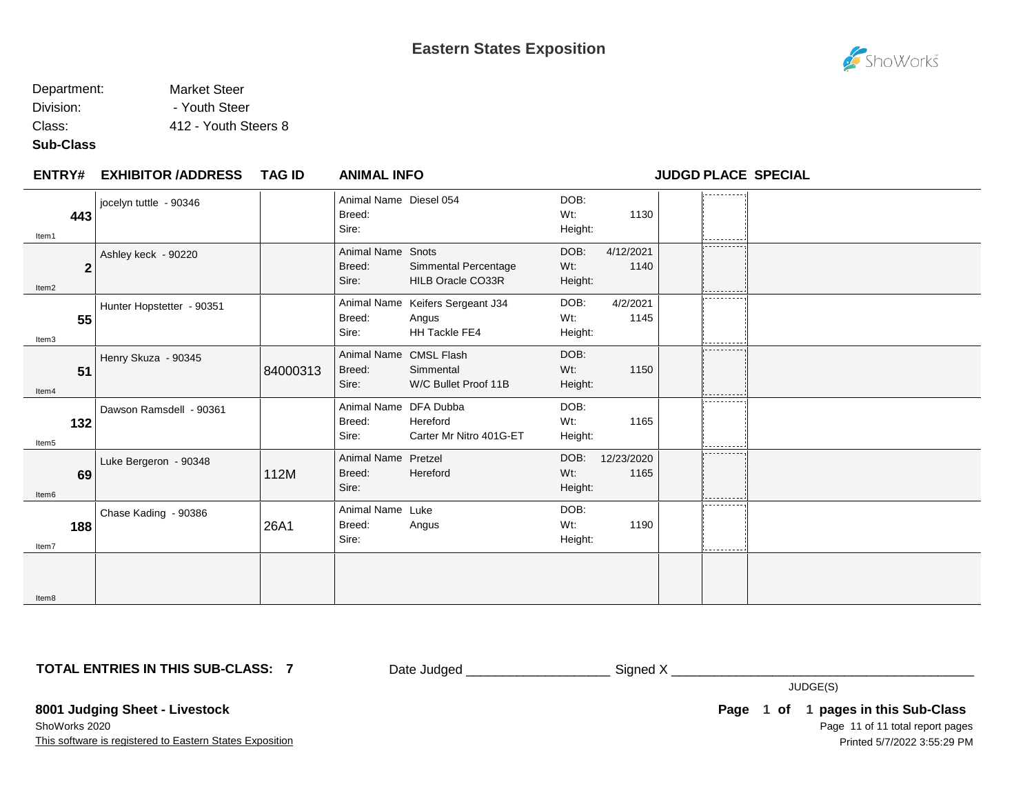## Eastern States Exposition

Department: Market Steer
Division: - Youth Steer
Class: 412 - Youth Steers 8
**Sub-Class**

| ENTRY# | EXHIBITOR /ADDRESS | TAG ID | ANIMAL INFO | | JUDGD PLACE | SPECIAL |
|---|---|---|---|---|---|---|
| 443 (Item1) | jocelyn tuttle - 90346 | | Animal Name Diesel 054<br>Breed:<br>Sire: | DOB:<br>Wt: 1130<br>Height: | | |
| 2 (Item2) | Ashley keck - 90220 | | Animal Name Snots<br>Breed: Simmental Percentage<br>Sire: HILB Oracle CO33R | DOB: 4/12/2021<br>Wt: 1140<br>Height: | | |
| 55 (Item3) | Hunter Hopstetter - 90351 | | Animal Name Keifers Sergeant J34<br>Breed: Angus<br>Sire: HH Tackle FE4 | DOB: 4/2/2021<br>Wt: 1145<br>Height: | | |
| 51 (Item4) | Henry Skuza - 90345 | 84000313 | Animal Name CMSL Flash<br>Breed: Simmental<br>Sire: W/C Bullet Proof 11B | DOB:<br>Wt: 1150<br>Height: | | |
| 132 (Item5) | Dawson Ramsdell - 90361 | | Animal Name DFA Dubba<br>Breed: Hereford<br>Sire: Carter Mr Nitro 401G-ET | DOB:<br>Wt: 1165<br>Height: | | |
| 69 (Item6) | Luke Bergeron - 90348 | 112M | Animal Name Pretzel<br>Breed: Hereford<br>Sire: | DOB: 12/23/2020<br>Wt: 1165<br>Height: | | |
| 188 (Item7) | Chase Kading - 90386 | 26A1 | Animal Name Luke<br>Breed: Angus<br>Sire: | DOB:<br>Wt: 1190<br>Height: | | |
| (Item8) | | | | | | |

**TOTAL ENTRIES IN THIS SUB-CLASS: 7**

Date Judged ____________________ Signed X ___________________________________________
JUDGE(S)

**8001 Judging Sheet - Livestock**
ShoWorks 2020
This software is registered to Eastern States Exposition

**Page 1 of 1 pages in this Sub-Class**
Printed 5/7/2022 3:55:29 PM